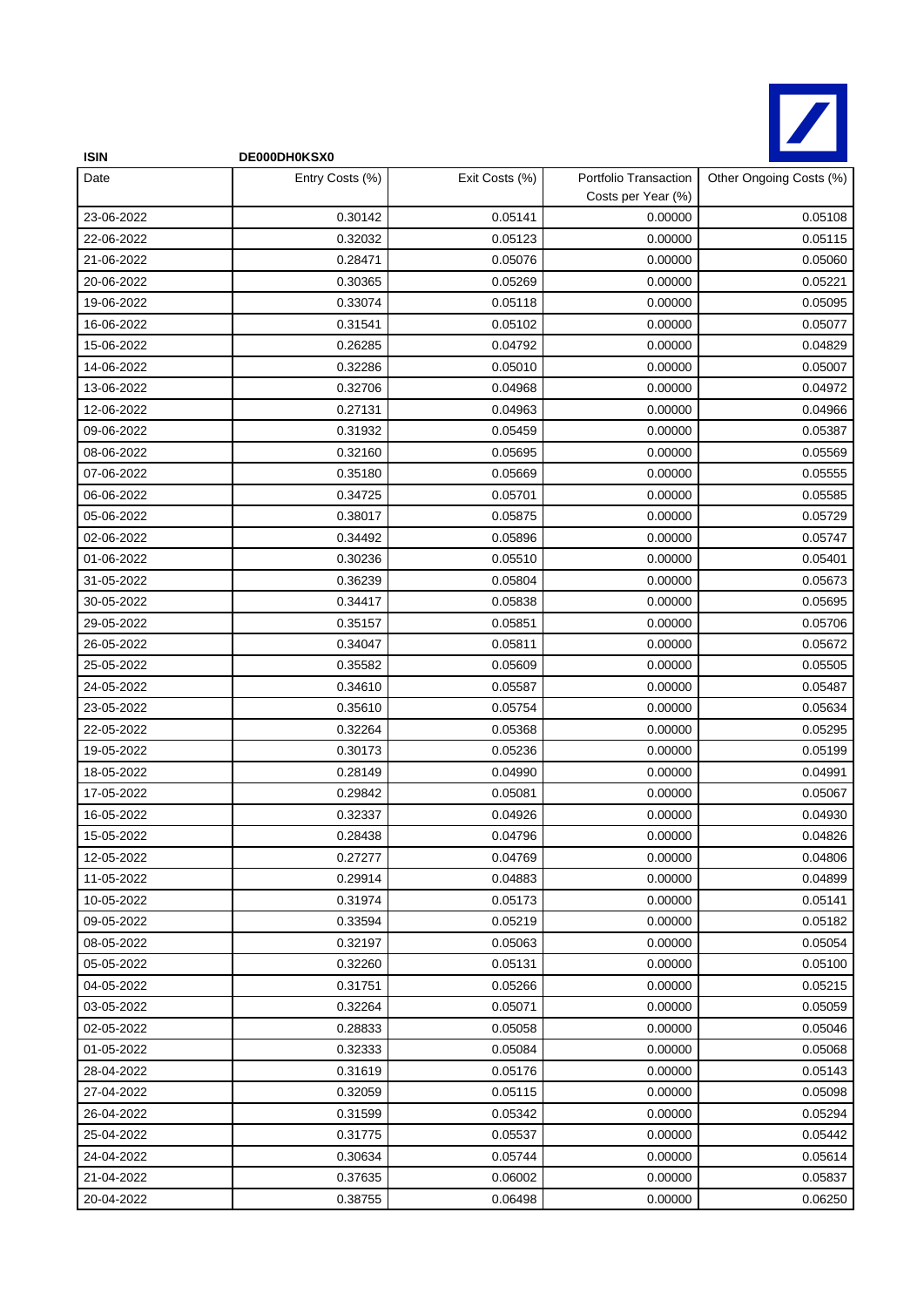| ISIN | DE000DH0KSX0 | | | |
|---|---|---|---|---|
| Date | Entry Costs (%) | Exit Costs (%) | Portfolio Transaction Costs per Year (%) | Other Ongoing Costs (%) |
| 23-06-2022 | 0.30142 | 0.05141 | 0.00000 | 0.05108 |
| 22-06-2022 | 0.32032 | 0.05123 | 0.00000 | 0.05115 |
| 21-06-2022 | 0.28471 | 0.05076 | 0.00000 | 0.05060 |
| 20-06-2022 | 0.30365 | 0.05269 | 0.00000 | 0.05221 |
| 19-06-2022 | 0.33074 | 0.05118 | 0.00000 | 0.05095 |
| 16-06-2022 | 0.31541 | 0.05102 | 0.00000 | 0.05077 |
| 15-06-2022 | 0.26285 | 0.04792 | 0.00000 | 0.04829 |
| 14-06-2022 | 0.32286 | 0.05010 | 0.00000 | 0.05007 |
| 13-06-2022 | 0.32706 | 0.04968 | 0.00000 | 0.04972 |
| 12-06-2022 | 0.27131 | 0.04963 | 0.00000 | 0.04966 |
| 09-06-2022 | 0.31932 | 0.05459 | 0.00000 | 0.05387 |
| 08-06-2022 | 0.32160 | 0.05695 | 0.00000 | 0.05569 |
| 07-06-2022 | 0.35180 | 0.05669 | 0.00000 | 0.05555 |
| 06-06-2022 | 0.34725 | 0.05701 | 0.00000 | 0.05585 |
| 05-06-2022 | 0.38017 | 0.05875 | 0.00000 | 0.05729 |
| 02-06-2022 | 0.34492 | 0.05896 | 0.00000 | 0.05747 |
| 01-06-2022 | 0.30236 | 0.05510 | 0.00000 | 0.05401 |
| 31-05-2022 | 0.36239 | 0.05804 | 0.00000 | 0.05673 |
| 30-05-2022 | 0.34417 | 0.05838 | 0.00000 | 0.05695 |
| 29-05-2022 | 0.35157 | 0.05851 | 0.00000 | 0.05706 |
| 26-05-2022 | 0.34047 | 0.05811 | 0.00000 | 0.05672 |
| 25-05-2022 | 0.35582 | 0.05609 | 0.00000 | 0.05505 |
| 24-05-2022 | 0.34610 | 0.05587 | 0.00000 | 0.05487 |
| 23-05-2022 | 0.35610 | 0.05754 | 0.00000 | 0.05634 |
| 22-05-2022 | 0.32264 | 0.05368 | 0.00000 | 0.05295 |
| 19-05-2022 | 0.30173 | 0.05236 | 0.00000 | 0.05199 |
| 18-05-2022 | 0.28149 | 0.04990 | 0.00000 | 0.04991 |
| 17-05-2022 | 0.29842 | 0.05081 | 0.00000 | 0.05067 |
| 16-05-2022 | 0.32337 | 0.04926 | 0.00000 | 0.04930 |
| 15-05-2022 | 0.28438 | 0.04796 | 0.00000 | 0.04826 |
| 12-05-2022 | 0.27277 | 0.04769 | 0.00000 | 0.04806 |
| 11-05-2022 | 0.29914 | 0.04883 | 0.00000 | 0.04899 |
| 10-05-2022 | 0.31974 | 0.05173 | 0.00000 | 0.05141 |
| 09-05-2022 | 0.33594 | 0.05219 | 0.00000 | 0.05182 |
| 08-05-2022 | 0.32197 | 0.05063 | 0.00000 | 0.05054 |
| 05-05-2022 | 0.32260 | 0.05131 | 0.00000 | 0.05100 |
| 04-05-2022 | 0.31751 | 0.05266 | 0.00000 | 0.05215 |
| 03-05-2022 | 0.32264 | 0.05071 | 0.00000 | 0.05059 |
| 02-05-2022 | 0.28833 | 0.05058 | 0.00000 | 0.05046 |
| 01-05-2022 | 0.32333 | 0.05084 | 0.00000 | 0.05068 |
| 28-04-2022 | 0.31619 | 0.05176 | 0.00000 | 0.05143 |
| 27-04-2022 | 0.32059 | 0.05115 | 0.00000 | 0.05098 |
| 26-04-2022 | 0.31599 | 0.05342 | 0.00000 | 0.05294 |
| 25-04-2022 | 0.31775 | 0.05537 | 0.00000 | 0.05442 |
| 24-04-2022 | 0.30634 | 0.05744 | 0.00000 | 0.05614 |
| 21-04-2022 | 0.37635 | 0.06002 | 0.00000 | 0.05837 |
| 20-04-2022 | 0.38755 | 0.06498 | 0.00000 | 0.06250 |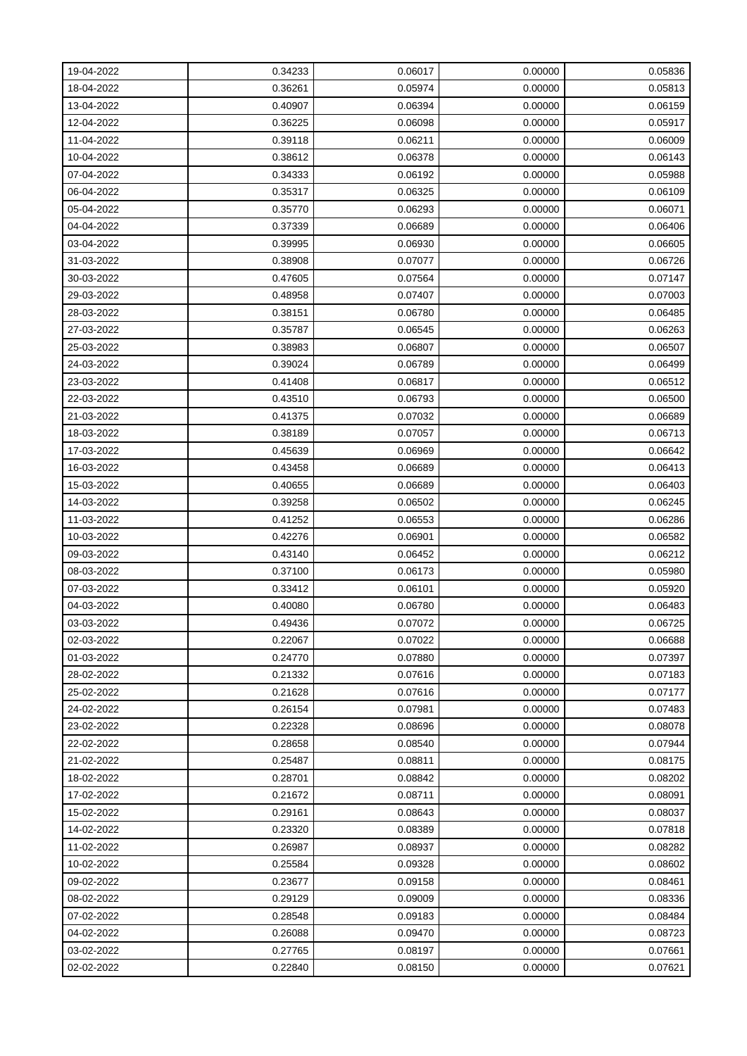| 19-04-2022 | 0.34233 | 0.06017 | 0.00000 | 0.05836 |
|---|---|---|---|---|
| 18-04-2022 | 0.36261 | 0.05974 | 0.00000 | 0.05813 |
| 13-04-2022 | 0.40907 | 0.06394 | 0.00000 | 0.06159 |
| 12-04-2022 | 0.36225 | 0.06098 | 0.00000 | 0.05917 |
| 11-04-2022 | 0.39118 | 0.06211 | 0.00000 | 0.06009 |
| 10-04-2022 | 0.38612 | 0.06378 | 0.00000 | 0.06143 |
| 07-04-2022 | 0.34333 | 0.06192 | 0.00000 | 0.05988 |
| 06-04-2022 | 0.35317 | 0.06325 | 0.00000 | 0.06109 |
| 05-04-2022 | 0.35770 | 0.06293 | 0.00000 | 0.06071 |
| 04-04-2022 | 0.37339 | 0.06689 | 0.00000 | 0.06406 |
| 03-04-2022 | 0.39995 | 0.06930 | 0.00000 | 0.06605 |
| 31-03-2022 | 0.38908 | 0.07077 | 0.00000 | 0.06726 |
| 30-03-2022 | 0.47605 | 0.07564 | 0.00000 | 0.07147 |
| 29-03-2022 | 0.48958 | 0.07407 | 0.00000 | 0.07003 |
| 28-03-2022 | 0.38151 | 0.06780 | 0.00000 | 0.06485 |
| 27-03-2022 | 0.35787 | 0.06545 | 0.00000 | 0.06263 |
| 25-03-2022 | 0.38983 | 0.06807 | 0.00000 | 0.06507 |
| 24-03-2022 | 0.39024 | 0.06789 | 0.00000 | 0.06499 |
| 23-03-2022 | 0.41408 | 0.06817 | 0.00000 | 0.06512 |
| 22-03-2022 | 0.43510 | 0.06793 | 0.00000 | 0.06500 |
| 21-03-2022 | 0.41375 | 0.07032 | 0.00000 | 0.06689 |
| 18-03-2022 | 0.38189 | 0.07057 | 0.00000 | 0.06713 |
| 17-03-2022 | 0.45639 | 0.06969 | 0.00000 | 0.06642 |
| 16-03-2022 | 0.43458 | 0.06689 | 0.00000 | 0.06413 |
| 15-03-2022 | 0.40655 | 0.06689 | 0.00000 | 0.06403 |
| 14-03-2022 | 0.39258 | 0.06502 | 0.00000 | 0.06245 |
| 11-03-2022 | 0.41252 | 0.06553 | 0.00000 | 0.06286 |
| 10-03-2022 | 0.42276 | 0.06901 | 0.00000 | 0.06582 |
| 09-03-2022 | 0.43140 | 0.06452 | 0.00000 | 0.06212 |
| 08-03-2022 | 0.37100 | 0.06173 | 0.00000 | 0.05980 |
| 07-03-2022 | 0.33412 | 0.06101 | 0.00000 | 0.05920 |
| 04-03-2022 | 0.40080 | 0.06780 | 0.00000 | 0.06483 |
| 03-03-2022 | 0.49436 | 0.07072 | 0.00000 | 0.06725 |
| 02-03-2022 | 0.22067 | 0.07022 | 0.00000 | 0.06688 |
| 01-03-2022 | 0.24770 | 0.07880 | 0.00000 | 0.07397 |
| 28-02-2022 | 0.21332 | 0.07616 | 0.00000 | 0.07183 |
| 25-02-2022 | 0.21628 | 0.07616 | 0.00000 | 0.07177 |
| 24-02-2022 | 0.26154 | 0.07981 | 0.00000 | 0.07483 |
| 23-02-2022 | 0.22328 | 0.08696 | 0.00000 | 0.08078 |
| 22-02-2022 | 0.28658 | 0.08540 | 0.00000 | 0.07944 |
| 21-02-2022 | 0.25487 | 0.08811 | 0.00000 | 0.08175 |
| 18-02-2022 | 0.28701 | 0.08842 | 0.00000 | 0.08202 |
| 17-02-2022 | 0.21672 | 0.08711 | 0.00000 | 0.08091 |
| 15-02-2022 | 0.29161 | 0.08643 | 0.00000 | 0.08037 |
| 14-02-2022 | 0.23320 | 0.08389 | 0.00000 | 0.07818 |
| 11-02-2022 | 0.26987 | 0.08937 | 0.00000 | 0.08282 |
| 10-02-2022 | 0.25584 | 0.09328 | 0.00000 | 0.08602 |
| 09-02-2022 | 0.23677 | 0.09158 | 0.00000 | 0.08461 |
| 08-02-2022 | 0.29129 | 0.09009 | 0.00000 | 0.08336 |
| 07-02-2022 | 0.28548 | 0.09183 | 0.00000 | 0.08484 |
| 04-02-2022 | 0.26088 | 0.09470 | 0.00000 | 0.08723 |
| 03-02-2022 | 0.27765 | 0.08197 | 0.00000 | 0.07661 |
| 02-02-2022 | 0.22840 | 0.08150 | 0.00000 | 0.07621 |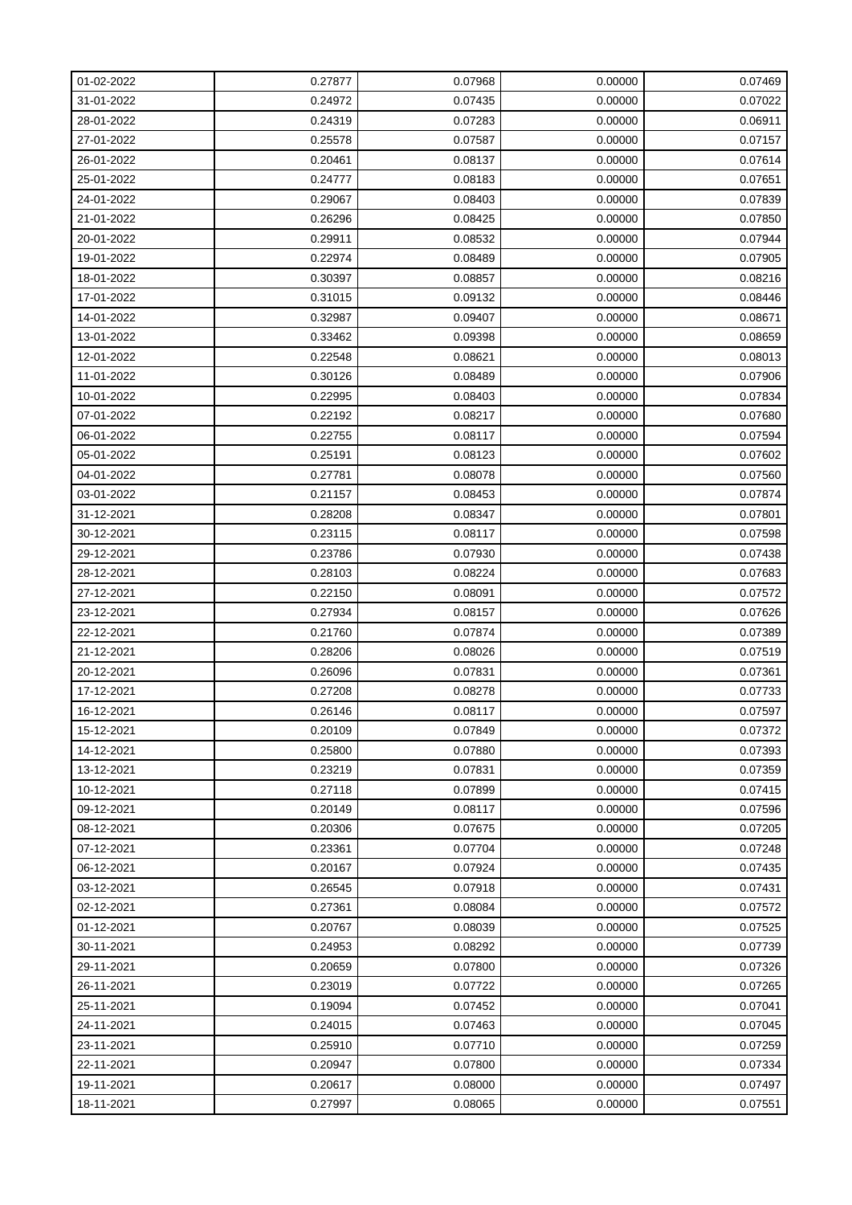| | | | | |
|---|---|---|---|---|
| 01-02-2022 | 0.27877 | 0.07968 | 0.00000 | 0.07469 |
| 31-01-2022 | 0.24972 | 0.07435 | 0.00000 | 0.07022 |
| 28-01-2022 | 0.24319 | 0.07283 | 0.00000 | 0.06911 |
| 27-01-2022 | 0.25578 | 0.07587 | 0.00000 | 0.07157 |
| 26-01-2022 | 0.20461 | 0.08137 | 0.00000 | 0.07614 |
| 25-01-2022 | 0.24777 | 0.08183 | 0.00000 | 0.07651 |
| 24-01-2022 | 0.29067 | 0.08403 | 0.00000 | 0.07839 |
| 21-01-2022 | 0.26296 | 0.08425 | 0.00000 | 0.07850 |
| 20-01-2022 | 0.29911 | 0.08532 | 0.00000 | 0.07944 |
| 19-01-2022 | 0.22974 | 0.08489 | 0.00000 | 0.07905 |
| 18-01-2022 | 0.30397 | 0.08857 | 0.00000 | 0.08216 |
| 17-01-2022 | 0.31015 | 0.09132 | 0.00000 | 0.08446 |
| 14-01-2022 | 0.32987 | 0.09407 | 0.00000 | 0.08671 |
| 13-01-2022 | 0.33462 | 0.09398 | 0.00000 | 0.08659 |
| 12-01-2022 | 0.22548 | 0.08621 | 0.00000 | 0.08013 |
| 11-01-2022 | 0.30126 | 0.08489 | 0.00000 | 0.07906 |
| 10-01-2022 | 0.22995 | 0.08403 | 0.00000 | 0.07834 |
| 07-01-2022 | 0.22192 | 0.08217 | 0.00000 | 0.07680 |
| 06-01-2022 | 0.22755 | 0.08117 | 0.00000 | 0.07594 |
| 05-01-2022 | 0.25191 | 0.08123 | 0.00000 | 0.07602 |
| 04-01-2022 | 0.27781 | 0.08078 | 0.00000 | 0.07560 |
| 03-01-2022 | 0.21157 | 0.08453 | 0.00000 | 0.07874 |
| 31-12-2021 | 0.28208 | 0.08347 | 0.00000 | 0.07801 |
| 30-12-2021 | 0.23115 | 0.08117 | 0.00000 | 0.07598 |
| 29-12-2021 | 0.23786 | 0.07930 | 0.00000 | 0.07438 |
| 28-12-2021 | 0.28103 | 0.08224 | 0.00000 | 0.07683 |
| 27-12-2021 | 0.22150 | 0.08091 | 0.00000 | 0.07572 |
| 23-12-2021 | 0.27934 | 0.08157 | 0.00000 | 0.07626 |
| 22-12-2021 | 0.21760 | 0.07874 | 0.00000 | 0.07389 |
| 21-12-2021 | 0.28206 | 0.08026 | 0.00000 | 0.07519 |
| 20-12-2021 | 0.26096 | 0.07831 | 0.00000 | 0.07361 |
| 17-12-2021 | 0.27208 | 0.08278 | 0.00000 | 0.07733 |
| 16-12-2021 | 0.26146 | 0.08117 | 0.00000 | 0.07597 |
| 15-12-2021 | 0.20109 | 0.07849 | 0.00000 | 0.07372 |
| 14-12-2021 | 0.25800 | 0.07880 | 0.00000 | 0.07393 |
| 13-12-2021 | 0.23219 | 0.07831 | 0.00000 | 0.07359 |
| 10-12-2021 | 0.27118 | 0.07899 | 0.00000 | 0.07415 |
| 09-12-2021 | 0.20149 | 0.08117 | 0.00000 | 0.07596 |
| 08-12-2021 | 0.20306 | 0.07675 | 0.00000 | 0.07205 |
| 07-12-2021 | 0.23361 | 0.07704 | 0.00000 | 0.07248 |
| 06-12-2021 | 0.20167 | 0.07924 | 0.00000 | 0.07435 |
| 03-12-2021 | 0.26545 | 0.07918 | 0.00000 | 0.07431 |
| 02-12-2021 | 0.27361 | 0.08084 | 0.00000 | 0.07572 |
| 01-12-2021 | 0.20767 | 0.08039 | 0.00000 | 0.07525 |
| 30-11-2021 | 0.24953 | 0.08292 | 0.00000 | 0.07739 |
| 29-11-2021 | 0.20659 | 0.07800 | 0.00000 | 0.07326 |
| 26-11-2021 | 0.23019 | 0.07722 | 0.00000 | 0.07265 |
| 25-11-2021 | 0.19094 | 0.07452 | 0.00000 | 0.07041 |
| 24-11-2021 | 0.24015 | 0.07463 | 0.00000 | 0.07045 |
| 23-11-2021 | 0.25910 | 0.07710 | 0.00000 | 0.07259 |
| 22-11-2021 | 0.20947 | 0.07800 | 0.00000 | 0.07334 |
| 19-11-2021 | 0.20617 | 0.08000 | 0.00000 | 0.07497 |
| 18-11-2021 | 0.27997 | 0.08065 | 0.00000 | 0.07551 |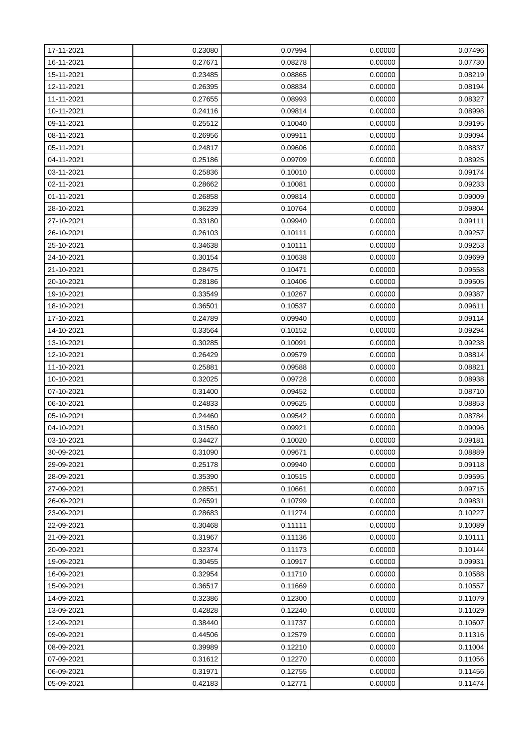| | | | | |
|---|---|---|---|---|
| 17-11-2021 | 0.23080 | 0.07994 | 0.00000 | 0.07496 |
| 16-11-2021 | 0.27671 | 0.08278 | 0.00000 | 0.07730 |
| 15-11-2021 | 0.23485 | 0.08865 | 0.00000 | 0.08219 |
| 12-11-2021 | 0.26395 | 0.08834 | 0.00000 | 0.08194 |
| 11-11-2021 | 0.27655 | 0.08993 | 0.00000 | 0.08327 |
| 10-11-2021 | 0.24116 | 0.09814 | 0.00000 | 0.08998 |
| 09-11-2021 | 0.25512 | 0.10040 | 0.00000 | 0.09195 |
| 08-11-2021 | 0.26956 | 0.09911 | 0.00000 | 0.09094 |
| 05-11-2021 | 0.24817 | 0.09606 | 0.00000 | 0.08837 |
| 04-11-2021 | 0.25186 | 0.09709 | 0.00000 | 0.08925 |
| 03-11-2021 | 0.25836 | 0.10010 | 0.00000 | 0.09174 |
| 02-11-2021 | 0.28662 | 0.10081 | 0.00000 | 0.09233 |
| 01-11-2021 | 0.26858 | 0.09814 | 0.00000 | 0.09009 |
| 28-10-2021 | 0.36239 | 0.10764 | 0.00000 | 0.09804 |
| 27-10-2021 | 0.33180 | 0.09940 | 0.00000 | 0.09111 |
| 26-10-2021 | 0.26103 | 0.10111 | 0.00000 | 0.09257 |
| 25-10-2021 | 0.34638 | 0.10111 | 0.00000 | 0.09253 |
| 24-10-2021 | 0.30154 | 0.10638 | 0.00000 | 0.09699 |
| 21-10-2021 | 0.28475 | 0.10471 | 0.00000 | 0.09558 |
| 20-10-2021 | 0.28186 | 0.10406 | 0.00000 | 0.09505 |
| 19-10-2021 | 0.33549 | 0.10267 | 0.00000 | 0.09387 |
| 18-10-2021 | 0.36501 | 0.10537 | 0.00000 | 0.09611 |
| 17-10-2021 | 0.24789 | 0.09940 | 0.00000 | 0.09114 |
| 14-10-2021 | 0.33564 | 0.10152 | 0.00000 | 0.09294 |
| 13-10-2021 | 0.30285 | 0.10091 | 0.00000 | 0.09238 |
| 12-10-2021 | 0.26429 | 0.09579 | 0.00000 | 0.08814 |
| 11-10-2021 | 0.25881 | 0.09588 | 0.00000 | 0.08821 |
| 10-10-2021 | 0.32025 | 0.09728 | 0.00000 | 0.08938 |
| 07-10-2021 | 0.31400 | 0.09452 | 0.00000 | 0.08710 |
| 06-10-2021 | 0.24833 | 0.09625 | 0.00000 | 0.08853 |
| 05-10-2021 | 0.24460 | 0.09542 | 0.00000 | 0.08784 |
| 04-10-2021 | 0.31560 | 0.09921 | 0.00000 | 0.09096 |
| 03-10-2021 | 0.34427 | 0.10020 | 0.00000 | 0.09181 |
| 30-09-2021 | 0.31090 | 0.09671 | 0.00000 | 0.08889 |
| 29-09-2021 | 0.25178 | 0.09940 | 0.00000 | 0.09118 |
| 28-09-2021 | 0.35390 | 0.10515 | 0.00000 | 0.09595 |
| 27-09-2021 | 0.28551 | 0.10661 | 0.00000 | 0.09715 |
| 26-09-2021 | 0.26591 | 0.10799 | 0.00000 | 0.09831 |
| 23-09-2021 | 0.28683 | 0.11274 | 0.00000 | 0.10227 |
| 22-09-2021 | 0.30468 | 0.11111 | 0.00000 | 0.10089 |
| 21-09-2021 | 0.31967 | 0.11136 | 0.00000 | 0.10111 |
| 20-09-2021 | 0.32374 | 0.11173 | 0.00000 | 0.10144 |
| 19-09-2021 | 0.30455 | 0.10917 | 0.00000 | 0.09931 |
| 16-09-2021 | 0.32954 | 0.11710 | 0.00000 | 0.10588 |
| 15-09-2021 | 0.36517 | 0.11669 | 0.00000 | 0.10557 |
| 14-09-2021 | 0.32386 | 0.12300 | 0.00000 | 0.11079 |
| 13-09-2021 | 0.42828 | 0.12240 | 0.00000 | 0.11029 |
| 12-09-2021 | 0.38440 | 0.11737 | 0.00000 | 0.10607 |
| 09-09-2021 | 0.44506 | 0.12579 | 0.00000 | 0.11316 |
| 08-09-2021 | 0.39989 | 0.12210 | 0.00000 | 0.11004 |
| 07-09-2021 | 0.31612 | 0.12270 | 0.00000 | 0.11056 |
| 06-09-2021 | 0.31971 | 0.12755 | 0.00000 | 0.11456 |
| 05-09-2021 | 0.42183 | 0.12771 | 0.00000 | 0.11474 |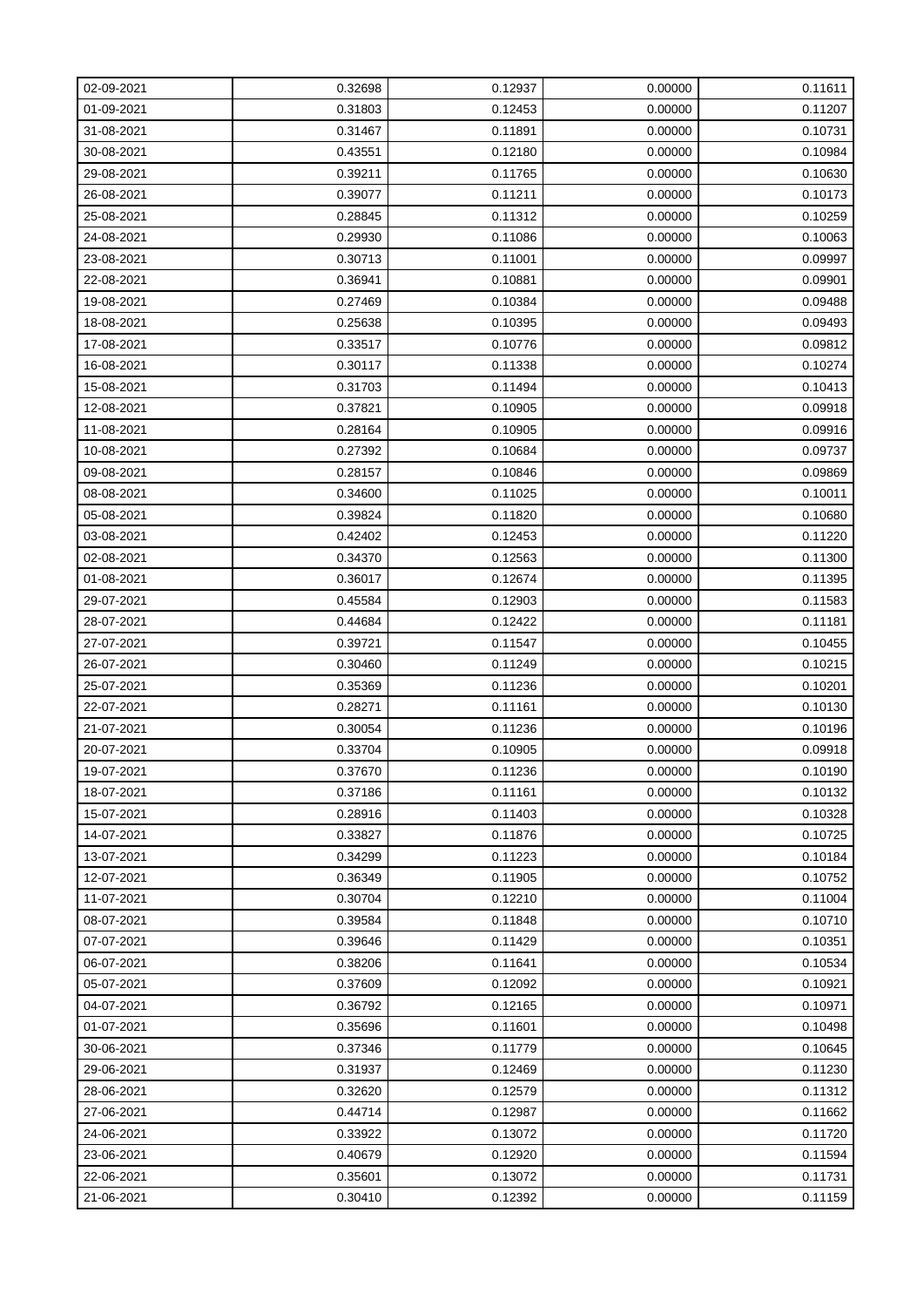| | | | | |
|---|---|---|---|---|
| 02-09-2021 | 0.32698 | 0.12937 | 0.00000 | 0.11611 |
| 01-09-2021 | 0.31803 | 0.12453 | 0.00000 | 0.11207 |
| 31-08-2021 | 0.31467 | 0.11891 | 0.00000 | 0.10731 |
| 30-08-2021 | 0.43551 | 0.12180 | 0.00000 | 0.10984 |
| 29-08-2021 | 0.39211 | 0.11765 | 0.00000 | 0.10630 |
| 26-08-2021 | 0.39077 | 0.11211 | 0.00000 | 0.10173 |
| 25-08-2021 | 0.28845 | 0.11312 | 0.00000 | 0.10259 |
| 24-08-2021 | 0.29930 | 0.11086 | 0.00000 | 0.10063 |
| 23-08-2021 | 0.30713 | 0.11001 | 0.00000 | 0.09997 |
| 22-08-2021 | 0.36941 | 0.10881 | 0.00000 | 0.09901 |
| 19-08-2021 | 0.27469 | 0.10384 | 0.00000 | 0.09488 |
| 18-08-2021 | 0.25638 | 0.10395 | 0.00000 | 0.09493 |
| 17-08-2021 | 0.33517 | 0.10776 | 0.00000 | 0.09812 |
| 16-08-2021 | 0.30117 | 0.11338 | 0.00000 | 0.10274 |
| 15-08-2021 | 0.31703 | 0.11494 | 0.00000 | 0.10413 |
| 12-08-2021 | 0.37821 | 0.10905 | 0.00000 | 0.09918 |
| 11-08-2021 | 0.28164 | 0.10905 | 0.00000 | 0.09916 |
| 10-08-2021 | 0.27392 | 0.10684 | 0.00000 | 0.09737 |
| 09-08-2021 | 0.28157 | 0.10846 | 0.00000 | 0.09869 |
| 08-08-2021 | 0.34600 | 0.11025 | 0.00000 | 0.10011 |
| 05-08-2021 | 0.39824 | 0.11820 | 0.00000 | 0.10680 |
| 03-08-2021 | 0.42402 | 0.12453 | 0.00000 | 0.11220 |
| 02-08-2021 | 0.34370 | 0.12563 | 0.00000 | 0.11300 |
| 01-08-2021 | 0.36017 | 0.12674 | 0.00000 | 0.11395 |
| 29-07-2021 | 0.45584 | 0.12903 | 0.00000 | 0.11583 |
| 28-07-2021 | 0.44684 | 0.12422 | 0.00000 | 0.11181 |
| 27-07-2021 | 0.39721 | 0.11547 | 0.00000 | 0.10455 |
| 26-07-2021 | 0.30460 | 0.11249 | 0.00000 | 0.10215 |
| 25-07-2021 | 0.35369 | 0.11236 | 0.00000 | 0.10201 |
| 22-07-2021 | 0.28271 | 0.11161 | 0.00000 | 0.10130 |
| 21-07-2021 | 0.30054 | 0.11236 | 0.00000 | 0.10196 |
| 20-07-2021 | 0.33704 | 0.10905 | 0.00000 | 0.09918 |
| 19-07-2021 | 0.37670 | 0.11236 | 0.00000 | 0.10190 |
| 18-07-2021 | 0.37186 | 0.11161 | 0.00000 | 0.10132 |
| 15-07-2021 | 0.28916 | 0.11403 | 0.00000 | 0.10328 |
| 14-07-2021 | 0.33827 | 0.11876 | 0.00000 | 0.10725 |
| 13-07-2021 | 0.34299 | 0.11223 | 0.00000 | 0.10184 |
| 12-07-2021 | 0.36349 | 0.11905 | 0.00000 | 0.10752 |
| 11-07-2021 | 0.30704 | 0.12210 | 0.00000 | 0.11004 |
| 08-07-2021 | 0.39584 | 0.11848 | 0.00000 | 0.10710 |
| 07-07-2021 | 0.39646 | 0.11429 | 0.00000 | 0.10351 |
| 06-07-2021 | 0.38206 | 0.11641 | 0.00000 | 0.10534 |
| 05-07-2021 | 0.37609 | 0.12092 | 0.00000 | 0.10921 |
| 04-07-2021 | 0.36792 | 0.12165 | 0.00000 | 0.10971 |
| 01-07-2021 | 0.35696 | 0.11601 | 0.00000 | 0.10498 |
| 30-06-2021 | 0.37346 | 0.11779 | 0.00000 | 0.10645 |
| 29-06-2021 | 0.31937 | 0.12469 | 0.00000 | 0.11230 |
| 28-06-2021 | 0.32620 | 0.12579 | 0.00000 | 0.11312 |
| 27-06-2021 | 0.44714 | 0.12987 | 0.00000 | 0.11662 |
| 24-06-2021 | 0.33922 | 0.13072 | 0.00000 | 0.11720 |
| 23-06-2021 | 0.40679 | 0.12920 | 0.00000 | 0.11594 |
| 22-06-2021 | 0.35601 | 0.13072 | 0.00000 | 0.11731 |
| 21-06-2021 | 0.30410 | 0.12392 | 0.00000 | 0.11159 |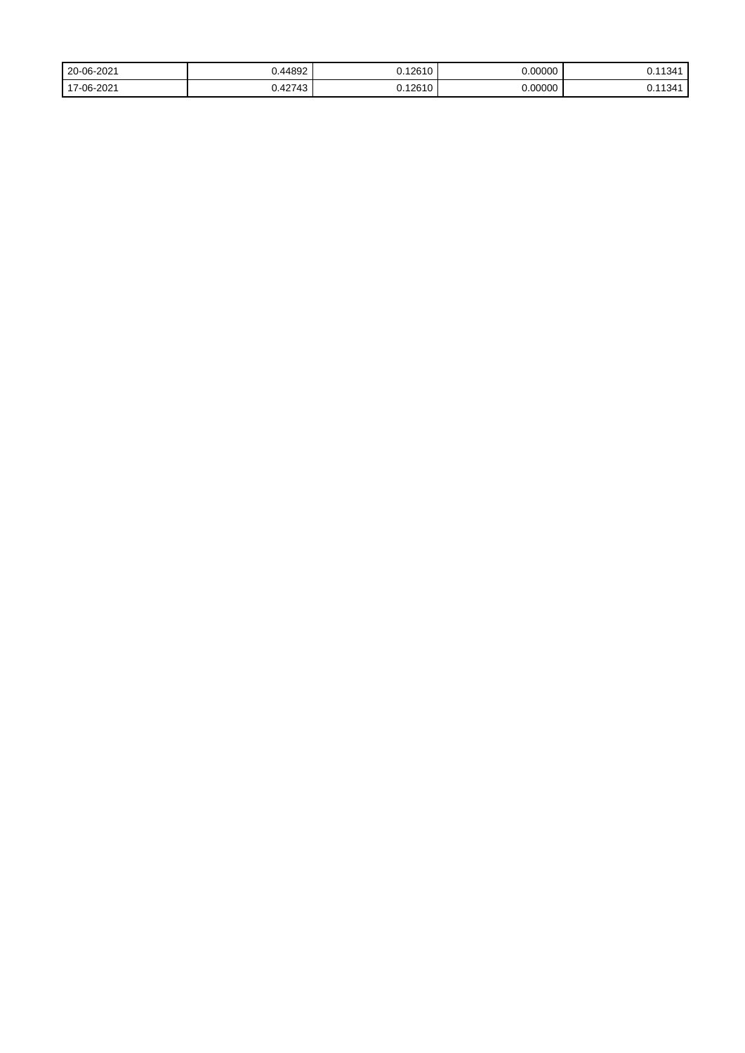| | | | | |
|---|---|---|---|---|
| 20-06-2021 | 0.44892 | 0.12610 | 0.00000 | 0.11341 |
| 17-06-2021 | 0.42743 | 0.12610 | 0.00000 | 0.11341 |